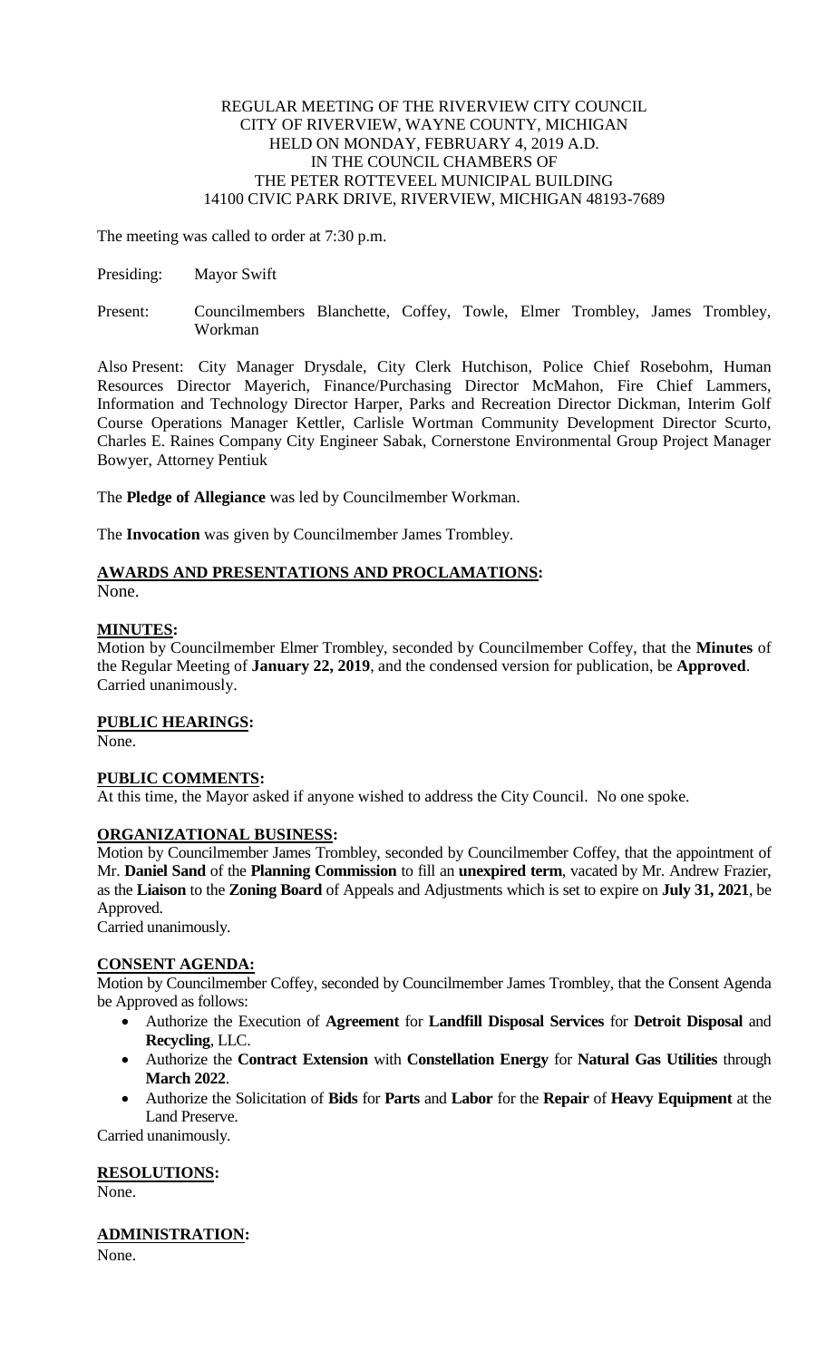REGULAR MEETING OF THE RIVERVIEW CITY COUNCIL
CITY OF RIVERVIEW, WAYNE COUNTY, MICHIGAN
HELD ON MONDAY, FEBRUARY 4, 2019 A.D.
IN THE COUNCIL CHAMBERS OF
THE PETER ROTTEVEEL MUNICIPAL BUILDING
14100 CIVIC PARK DRIVE, RIVERVIEW, MICHIGAN 48193-7689

The meeting was called to order at 7:30 p.m.

Presiding: Mayor Swift

Present: Councilmembers Blanchette, Coffey, Towle, Elmer Trombley, James Trombley, Workman

Also Present: City Manager Drysdale, City Clerk Hutchison, Police Chief Rosebohm, Human Resources Director Mayerich, Finance/Purchasing Director McMahon, Fire Chief Lammers, Information and Technology Director Harper, Parks and Recreation Director Dickman, Interim Golf Course Operations Manager Kettler, Carlisle Wortman Community Development Director Scurto, Charles E. Raines Company City Engineer Sabak, Cornerstone Environmental Group Project Manager Bowyer, Attorney Pentiuk

The **Pledge of Allegiance** was led by Councilmember Workman.

The **Invocation** was given by Councilmember James Trombley.

## AWARDS AND PRESENTATIONS AND PROCLAMATIONS:

None.

## MINUTES:

Motion by Councilmember Elmer Trombley, seconded by Councilmember Coffey, that the **Minutes** of the Regular Meeting of **January 22, 2019**, and the condensed version for publication, be **Approved**.
Carried unanimously.

## PUBLIC HEARINGS:

None.

## PUBLIC COMMENTS:

At this time, the Mayor asked if anyone wished to address the City Council. No one spoke.

## ORGANIZATIONAL BUSINESS:

Motion by Councilmember James Trombley, seconded by Councilmember Coffey, that the appointment of Mr. **Daniel Sand** of the **Planning Commission** to fill an **unexpired term**, vacated by Mr. Andrew Frazier, as the **Liaison** to the **Zoning Board** of Appeals and Adjustments which is set to expire on **July 31, 2021**, be Approved.
Carried unanimously.

## CONSENT AGENDA:

Motion by Councilmember Coffey, seconded by Councilmember James Trombley, that the Consent Agenda be Approved as follows:

- Authorize the Execution of **Agreement** for **Landfill Disposal Services** for **Detroit Disposal** and **Recycling**, LLC.
- Authorize the **Contract Extension** with **Constellation Energy** for **Natural Gas Utilities** through **March 2022**.
- Authorize the Solicitation of **Bids** for **Parts** and **Labor** for the **Repair** of **Heavy Equipment** at the Land Preserve.

Carried unanimously.

## RESOLUTIONS:

None.

## ADMINISTRATION:

None.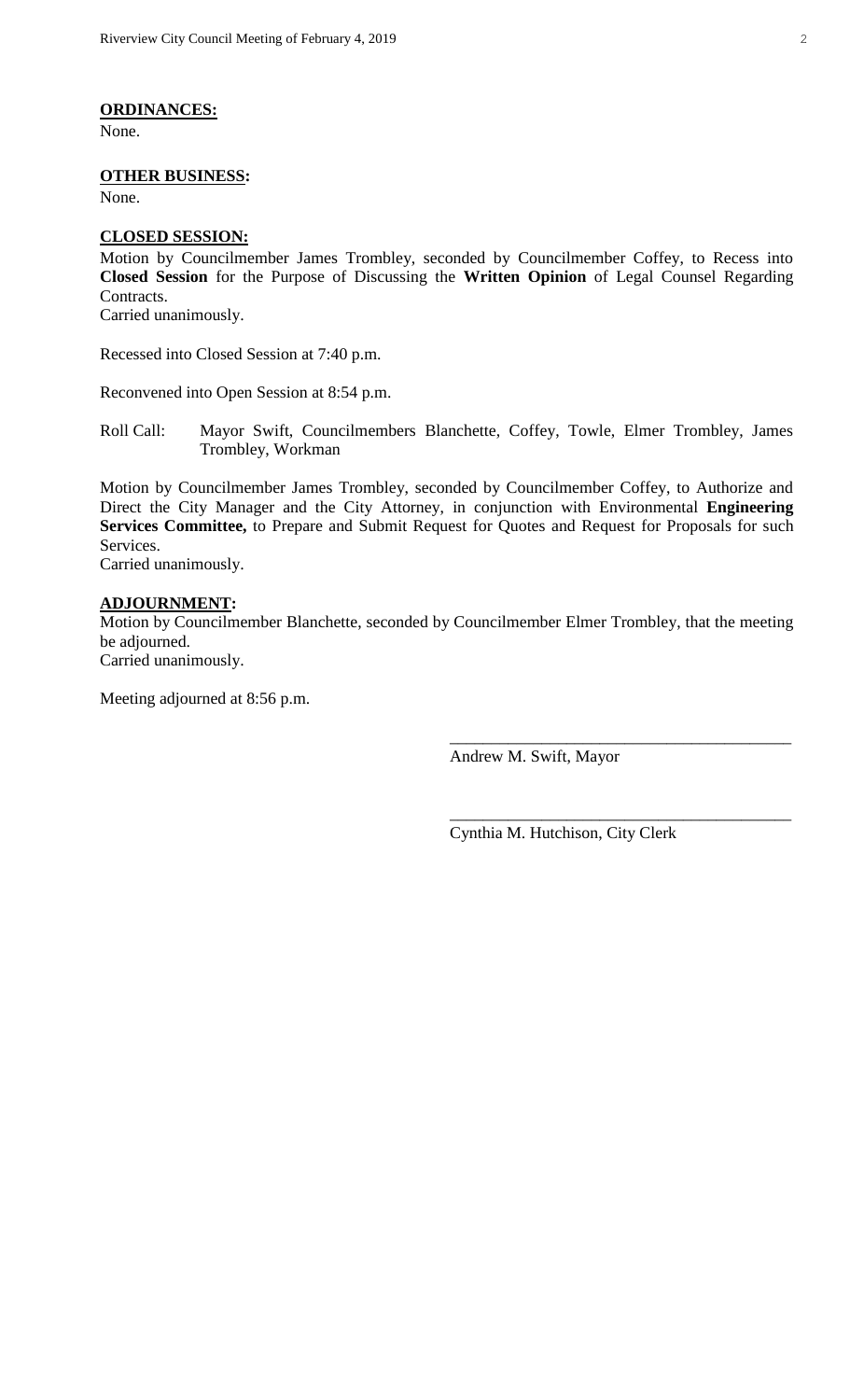**ORDINANCES:**
None.

**OTHER BUSINESS:**
None.

**CLOSED SESSION:**
Motion by Councilmember James Trombley, seconded by Councilmember Coffey, to Recess into **Closed Session** for the Purpose of Discussing the **Written Opinion** of Legal Counsel Regarding Contracts.
Carried unanimously.

Recessed into Closed Session at 7:40 p.m.

Reconvened into Open Session at 8:54 p.m.

Roll Call: Mayor Swift, Councilmembers Blanchette, Coffey, Towle, Elmer Trombley, James Trombley, Workman

Motion by Councilmember James Trombley, seconded by Councilmember Coffey, to Authorize and Direct the City Manager and the City Attorney, in conjunction with Environmental **Engineering Services Committee,** to Prepare and Submit Request for Quotes and Request for Proposals for such Services.
Carried unanimously.

**ADJOURNMENT:**
Motion by Councilmember Blanchette, seconded by Councilmember Elmer Trombley, that the meeting be adjourned.
Carried unanimously.

Meeting adjourned at 8:56 p.m.

\_\_\_\_\_\_\_\_\_\_\_\_\_\_\_\_\_\_\_\_\_\_\_\_\_\_\_\_\_\_\_\_\_\_\_\_\_\_\_\_
Andrew M. Swift, Mayor

\_\_\_\_\_\_\_\_\_\_\_\_\_\_\_\_\_\_\_\_\_\_\_\_\_\_\_\_\_\_\_\_\_\_\_\_\_\_\_\_
Cynthia M. Hutchison, City Clerk